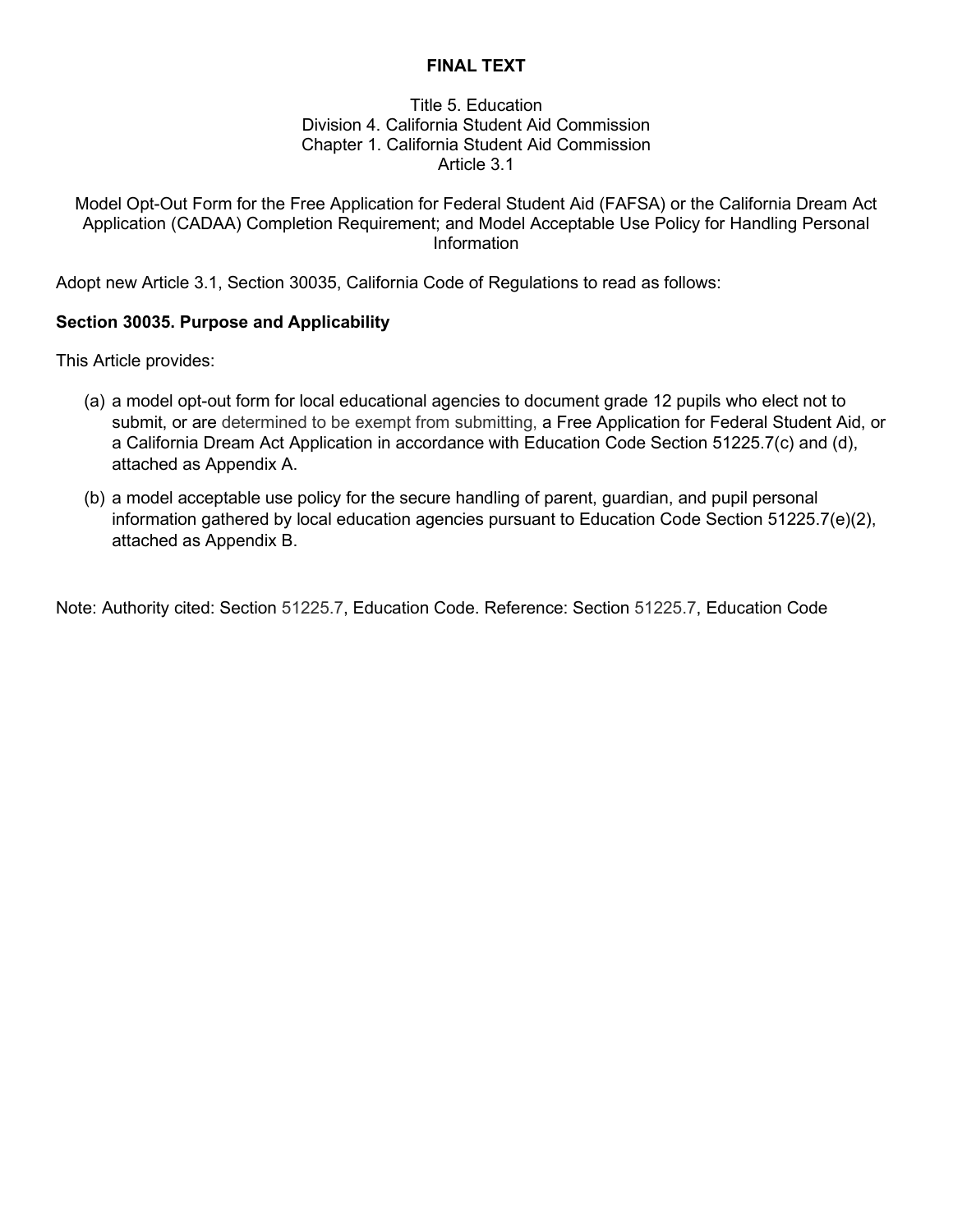**FINAL TEXT**

Title 5. Education
Division 4. California Student Aid Commission
Chapter 1. California Student Aid Commission
Article 3.1

Model Opt-Out Form for the Free Application for Federal Student Aid (FAFSA) or the California Dream Act Application (CADAA) Completion Requirement; and Model Acceptable Use Policy for Handling Personal Information

Adopt new Article 3.1, Section 30035, California Code of Regulations to read as follows:

**Section 30035. Purpose and Applicability**

This Article provides:

(a) a model opt-out form for local educational agencies to document grade 12 pupils who elect not to submit, or are determined to be exempt from submitting, a Free Application for Federal Student Aid, or a California Dream Act Application in accordance with Education Code Section 51225.7(c) and (d), attached as Appendix A.

(b) a model acceptable use policy for the secure handling of parent, guardian, and pupil personal information gathered by local education agencies pursuant to Education Code Section 51225.7(e)(2), attached as Appendix B.

Note: Authority cited: Section 51225.7, Education Code. Reference: Section 51225.7, Education Code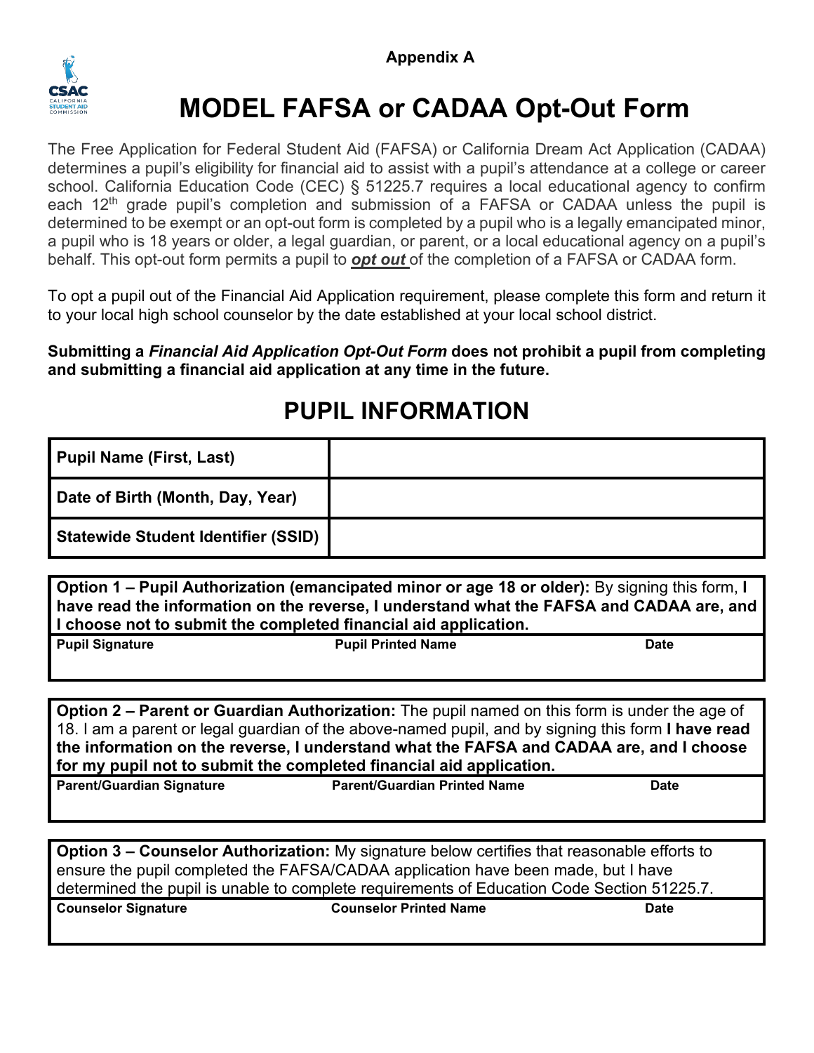Appendix A

# MODEL FAFSA or CADAA Opt-Out Form

The Free Application for Federal Student Aid (FAFSA) or California Dream Act Application (CADAA) determines a pupil's eligibility for financial aid to assist with a pupil's attendance at a college or career school. California Education Code (CEC) § 51225.7 requires a local educational agency to confirm each 12th grade pupil's completion and submission of a FAFSA or CADAA unless the pupil is determined to be exempt or an opt-out form is completed by a pupil who is a legally emancipated minor, a pupil who is 18 years or older, a legal guardian, or parent, or a local educational agency on a pupil's behalf. This opt-out form permits a pupil to ***opt out*** of the completion of a FAFSA or CADAA form.

To opt a pupil out of the Financial Aid Application requirement, please complete this form and return it to your local high school counselor by the date established at your local school district.

**Submitting a *Financial Aid Application Opt-Out Form* does not prohibit a pupil from completing and submitting a financial aid application at any time in the future.**

## PUPIL INFORMATION

| | |
|---|---|
| **Pupil Name (First, Last)** | |
| **Date of Birth (Month, Day, Year)** | |
| **Statewide Student Identifier (SSID)** | |

**Option 1 – Pupil Authorization (emancipated minor or age 18 or older):** By signing this form, **I have read the information on the reverse, I understand what the FAFSA and CADAA are, and I choose not to submit the completed financial aid application.**

| Pupil Signature | Pupil Printed Name | Date |
|---|---|---|
| | | |

**Option 2 – Parent or Guardian Authorization:** The pupil named on this form is under the age of 18. I am a parent or legal guardian of the above-named pupil, and by signing this form **I have read the information on the reverse, I understand what the FAFSA and CADAA are, and I choose for my pupil not to submit the completed financial aid application.**

| Parent/Guardian Signature | Parent/Guardian Printed Name | Date |
|---|---|---|
| | | |

**Option 3 – Counselor Authorization:** My signature below certifies that reasonable efforts to ensure the pupil completed the FAFSA/CADAA application have been made, but I have determined the pupil is unable to complete requirements of Education Code Section 51225.7.

| Counselor Signature | Counselor Printed Name | Date |
|---|---|---|
| | | |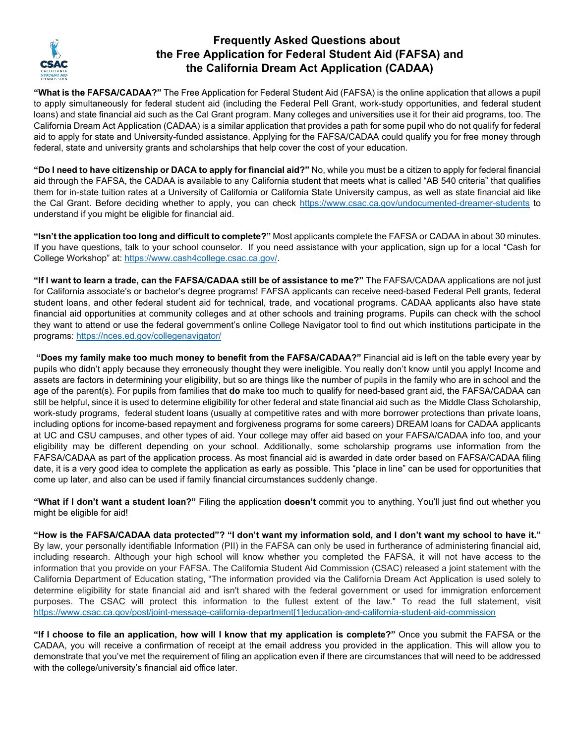# Frequently Asked Questions about the Free Application for Federal Student Aid (FAFSA) and the California Dream Act Application (CADAA)

**"What is the FAFSA/CADAA?"** The Free Application for Federal Student Aid (FAFSA) is the online application that allows a pupil to apply simultaneously for federal student aid (including the Federal Pell Grant, work-study opportunities, and federal student loans) and state financial aid such as the Cal Grant program. Many colleges and universities use it for their aid programs, too. The California Dream Act Application (CADAA) is a similar application that provides a path for some pupil who do not qualify for federal aid to apply for state and University-funded assistance. Applying for the FAFSA/CADAA could qualify you for free money through federal, state and university grants and scholarships that help cover the cost of your education.

**"Do I need to have citizenship or DACA to apply for financial aid?"** No, while you must be a citizen to apply for federal financial aid through the FAFSA, the CADAA is available to any California student that meets what is called "AB 540 criteria" that qualifies them for in-state tuition rates at a University of California or California State University campus, as well as state financial aid like the Cal Grant. Before deciding whether to apply, you can check https://www.csac.ca.gov/undocumented-dreamer-students to understand if you might be eligible for financial aid.

**"Isn't the application too long and difficult to complete?"** Most applicants complete the FAFSA or CADAA in about 30 minutes. If you have questions, talk to your school counselor. If you need assistance with your application, sign up for a local "Cash for College Workshop" at: https://www.cash4college.csac.ca.gov/.

**"If I want to learn a trade, can the FAFSA/CADAA still be of assistance to me?"** The FAFSA/CADAA applications are not just for California associate's or bachelor's degree programs! FAFSA applicants can receive need-based Federal Pell grants, federal student loans, and other federal student aid for technical, trade, and vocational programs. CADAA applicants also have state financial aid opportunities at community colleges and at other schools and training programs. Pupils can check with the school they want to attend or use the federal government's online College Navigator tool to find out which institutions participate in the programs: https://nces.ed.gov/collegenavigator/

**"Does my family make too much money to benefit from the FAFSA/CADAA?"** Financial aid is left on the table every year by pupils who didn't apply because they erroneously thought they were ineligible. You really don't know until you apply! Income and assets are factors in determining your eligibility, but so are things like the number of pupils in the family who are in school and the age of the parent(s). For pupils from families that **do** make too much to qualify for need-based grant aid, the FAFSA/CADAA can still be helpful, since it is used to determine eligibility for other federal and state financial aid such as the Middle Class Scholarship, work-study programs, federal student loans (usually at competitive rates and with more borrower protections than private loans, including options for income-based repayment and forgiveness programs for some careers) DREAM loans for CADAA applicants at UC and CSU campuses, and other types of aid. Your college may offer aid based on your FAFSA/CADAA info too, and your eligibility may be different depending on your school. Additionally, some scholarship programs use information from the FAFSA/CADAA as part of the application process. As most financial aid is awarded in date order based on FAFSA/CADAA filing date, it is a very good idea to complete the application as early as possible. This "place in line" can be used for opportunities that come up later, and also can be used if family financial circumstances suddenly change.

**"What if I don't want a student loan?"** Filing the application **doesn't** commit you to anything. You'll just find out whether you might be eligible for aid!

**"How is the FAFSA/CADAA data protected"? "I don't want my information sold, and I don't want my school to have it."** By law, your personally identifiable Information (PII) in the FAFSA can only be used in furtherance of administering financial aid, including research. Although your high school will know whether you completed the FAFSA, it will not have access to the information that you provide on your FAFSA. The California Student Aid Commission (CSAC) released a joint statement with the California Department of Education stating, "The information provided via the California Dream Act Application is used solely to determine eligibility for state financial aid and isn't shared with the federal government or used for immigration enforcement purposes. The CSAC will protect this information to the fullest extent of the law." To read the full statement, visit https://www.csac.ca.gov/post/joint-message-california-department[1]education-and-california-student-aid-commission

**"If I choose to file an application, how will I know that my application is complete?"** Once you submit the FAFSA or the CADAA, you will receive a confirmation of receipt at the email address you provided in the application. This will allow you to demonstrate that you've met the requirement of filing an application even if there are circumstances that will need to be addressed with the college/university's financial aid office later.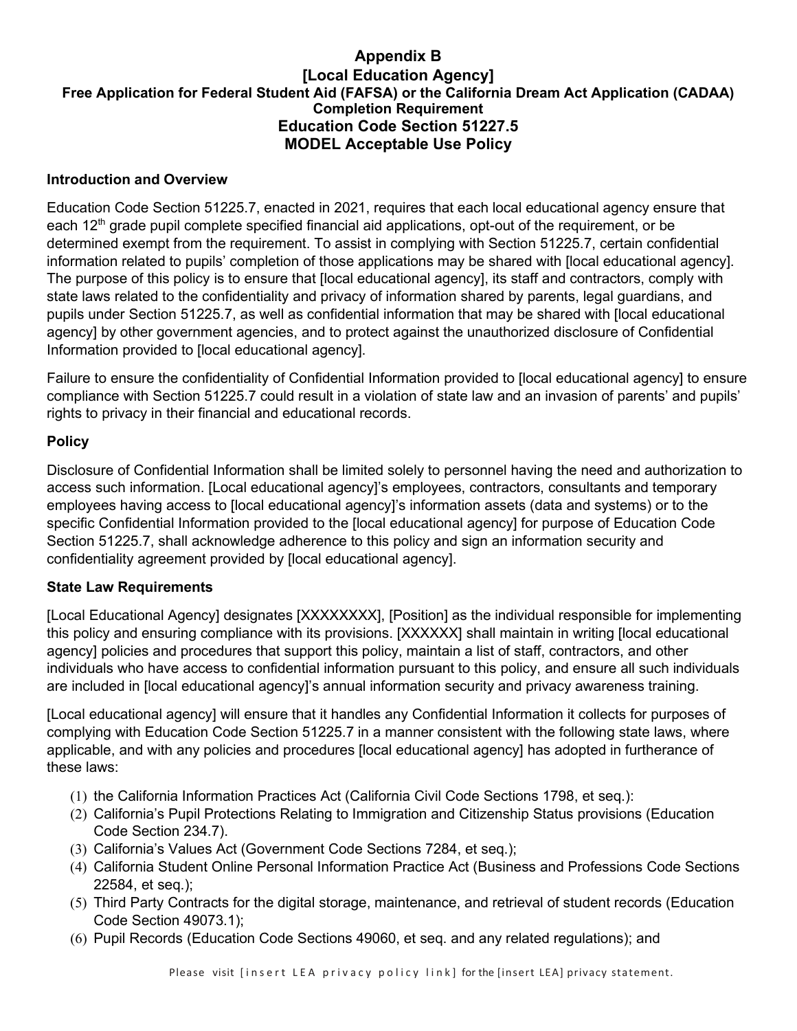# Appendix B
# [Local Education Agency]
## Free Application for Federal Student Aid (FAFSA) or the California Dream Act Application (CADAA) Completion Requirement
## Education Code Section 51227.5
## MODEL Acceptable Use Policy

### Introduction and Overview

Education Code Section 51225.7, enacted in 2021, requires that each local educational agency ensure that each 12th grade pupil complete specified financial aid applications, opt-out of the requirement, or be determined exempt from the requirement. To assist in complying with Section 51225.7, certain confidential information related to pupils' completion of those applications may be shared with [local educational agency]. The purpose of this policy is to ensure that [local educational agency], its staff and contractors, comply with state laws related to the confidentiality and privacy of information shared by parents, legal guardians, and pupils under Section 51225.7, as well as confidential information that may be shared with [local educational agency] by other government agencies, and to protect against the unauthorized disclosure of Confidential Information provided to [local educational agency].

Failure to ensure the confidentiality of Confidential Information provided to [local educational agency] to ensure compliance with Section 51225.7 could result in a violation of state law and an invasion of parents' and pupils' rights to privacy in their financial and educational records.

### Policy

Disclosure of Confidential Information shall be limited solely to personnel having the need and authorization to access such information. [Local educational agency]'s employees, contractors, consultants and temporary employees having access to [local educational agency]'s information assets (data and systems) or to the specific Confidential Information provided to the [local educational agency] for purpose of Education Code Section 51225.7, shall acknowledge adherence to this policy and sign an information security and confidentiality agreement provided by [local educational agency].

### State Law Requirements

[Local Educational Agency] designates [XXXXXXXX], [Position] as the individual responsible for implementing this policy and ensuring compliance with its provisions. [XXXXXX] shall maintain in writing [local educational agency] policies and procedures that support this policy, maintain a list of staff, contractors, and other individuals who have access to confidential information pursuant to this policy, and ensure all such individuals are included in [local educational agency]'s annual information security and privacy awareness training.

[Local educational agency] will ensure that it handles any Confidential Information it collects for purposes of complying with Education Code Section 51225.7 in a manner consistent with the following state laws, where applicable, and with any policies and procedures [local educational agency] has adopted in furtherance of these laws:

(1) the California Information Practices Act (California Civil Code Sections 1798, et seq.):
(2) California's Pupil Protections Relating to Immigration and Citizenship Status provisions (Education Code Section 234.7).
(3) California's Values Act (Government Code Sections 7284, et seq.);
(4) California Student Online Personal Information Practice Act (Business and Professions Code Sections 22584, et seq.);
(5) Third Party Contracts for the digital storage, maintenance, and retrieval of student records (Education Code Section 49073.1);
(6) Pupil Records (Education Code Sections 49060, et seq. and any related regulations); and

Please visit [insert LEA privacy policy link] for the [insert LEA] privacy statement.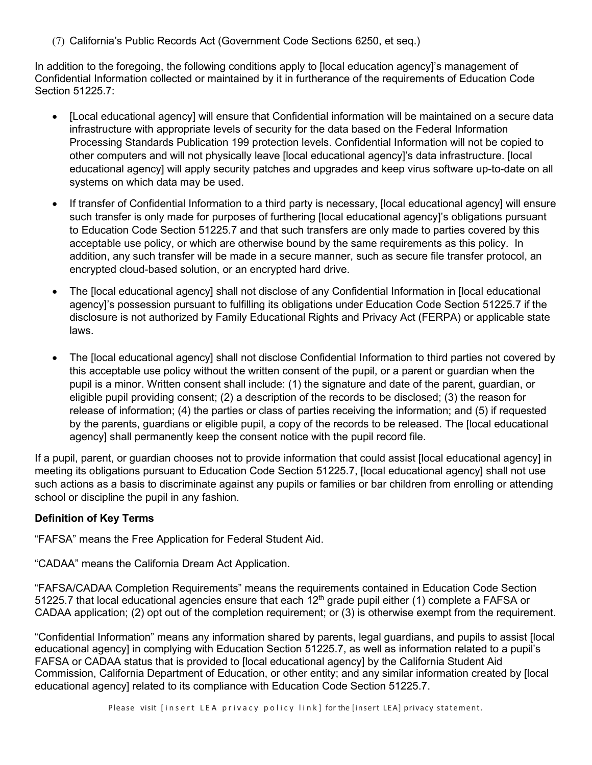(7) California's Public Records Act (Government Code Sections 6250, et seq.)

In addition to the foregoing, the following conditions apply to [local education agency]'s management of Confidential Information collected or maintained by it in furtherance of the requirements of Education Code Section 51225.7:

- [Local educational agency] will ensure that Confidential information will be maintained on a secure data infrastructure with appropriate levels of security for the data based on the Federal Information Processing Standards Publication 199 protection levels. Confidential Information will not be copied to other computers and will not physically leave [local educational agency]'s data infrastructure. [local educational agency] will apply security patches and upgrades and keep virus software up-to-date on all systems on which data may be used.
- If transfer of Confidential Information to a third party is necessary, [local educational agency] will ensure such transfer is only made for purposes of furthering [local educational agency]'s obligations pursuant to Education Code Section 51225.7 and that such transfers are only made to parties covered by this acceptable use policy, or which are otherwise bound by the same requirements as this policy. In addition, any such transfer will be made in a secure manner, such as secure file transfer protocol, an encrypted cloud-based solution, or an encrypted hard drive.
- The [local educational agency] shall not disclose of any Confidential Information in [local educational agency]'s possession pursuant to fulfilling its obligations under Education Code Section 51225.7 if the disclosure is not authorized by Family Educational Rights and Privacy Act (FERPA) or applicable state laws.
- The [local educational agency] shall not disclose Confidential Information to third parties not covered by this acceptable use policy without the written consent of the pupil, or a parent or guardian when the pupil is a minor. Written consent shall include: (1) the signature and date of the parent, guardian, or eligible pupil providing consent; (2) a description of the records to be disclosed; (3) the reason for release of information; (4) the parties or class of parties receiving the information; and (5) if requested by the parents, guardians or eligible pupil, a copy of the records to be released. The [local educational agency] shall permanently keep the consent notice with the pupil record file.

If a pupil, parent, or guardian chooses not to provide information that could assist [local educational agency] in meeting its obligations pursuant to Education Code Section 51225.7, [local educational agency] shall not use such actions as a basis to discriminate against any pupils or families or bar children from enrolling or attending school or discipline the pupil in any fashion.

**Definition of Key Terms**

"FAFSA" means the Free Application for Federal Student Aid.

"CADAA" means the California Dream Act Application.

"FAFSA/CADAA Completion Requirements" means the requirements contained in Education Code Section 51225.7 that local educational agencies ensure that each 12th grade pupil either (1) complete a FAFSA or CADAA application; (2) opt out of the completion requirement; or (3) is otherwise exempt from the requirement.

"Confidential Information" means any information shared by parents, legal guardians, and pupils to assist [local educational agency] in complying with Education Section 51225.7, as well as information related to a pupil's FAFSA or CADAA status that is provided to [local educational agency] by the California Student Aid Commission, California Department of Education, or other entity; and any similar information created by [local educational agency] related to its compliance with Education Code Section 51225.7.

Please visit [insert LEA privacy policy link] for the [insert LEA] privacy statement.